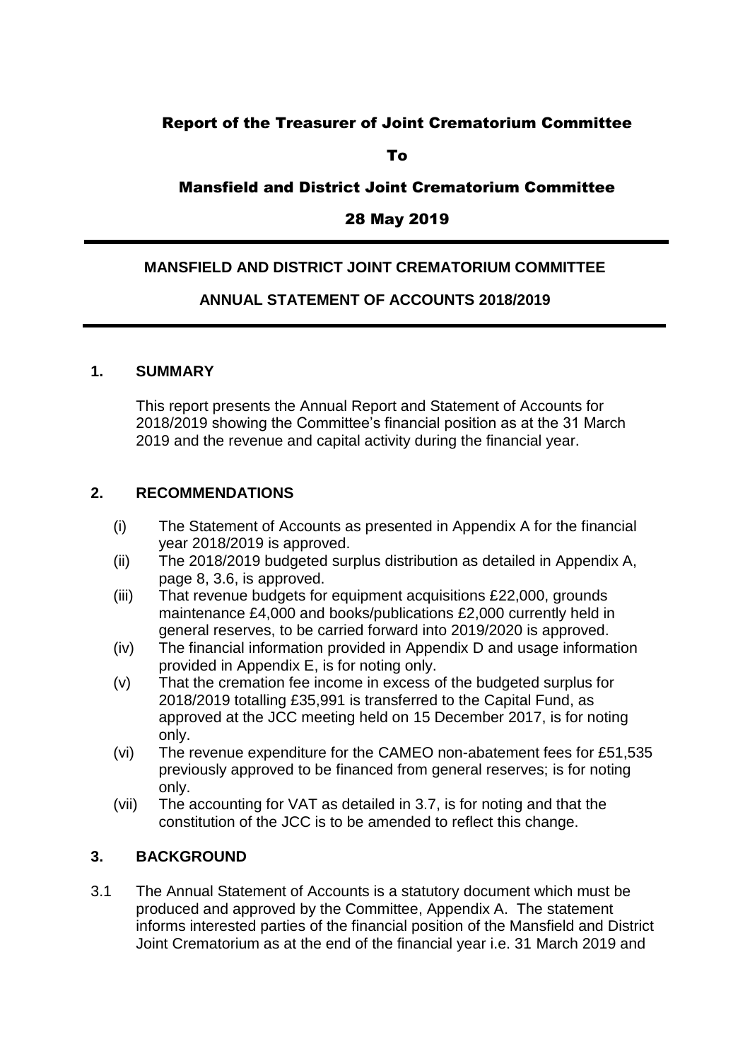# Report of the Treasurer of Joint Crematorium Committee

To

# Mansfield and District Joint Crematorium Committee

28 May 2019

---

## MANSFIELD AND DISTRICT JOINT CREMATORIUM COMMITTEE

## ANNUAL STATEMENT OF ACCOUNTS 2018/2019

---

### 1. SUMMARY

This report presents the Annual Report and Statement of Accounts for 2018/2019 showing the Committee's financial position as at the 31 March 2019 and the revenue and capital activity during the financial year.

### 2. RECOMMENDATIONS

(i) The Statement of Accounts as presented in Appendix A for the financial year 2018/2019 is approved.

(ii) The 2018/2019 budgeted surplus distribution as detailed in Appendix A, page 8, 3.6, is approved.

(iii) That revenue budgets for equipment acquisitions £22,000, grounds maintenance £4,000 and books/publications £2,000 currently held in general reserves, to be carried forward into 2019/2020 is approved.

(iv) The financial information provided in Appendix D and usage information provided in Appendix E, is for noting only.

(v) That the cremation fee income in excess of the budgeted surplus for 2018/2019 totalling £35,991 is transferred to the Capital Fund, as approved at the JCC meeting held on 15 December 2017, is for noting only.

(vi) The revenue expenditure for the CAMEO non-abatement fees for £51,535 previously approved to be financed from general reserves; is for noting only.

(vii) The accounting for VAT as detailed in 3.7, is for noting and that the constitution of the JCC is to be amended to reflect this change.

### 3. BACKGROUND

3.1 The Annual Statement of Accounts is a statutory document which must be produced and approved by the Committee, Appendix A. The statement informs interested parties of the financial position of the Mansfield and District Joint Crematorium as at the end of the financial year i.e. 31 March 2019 and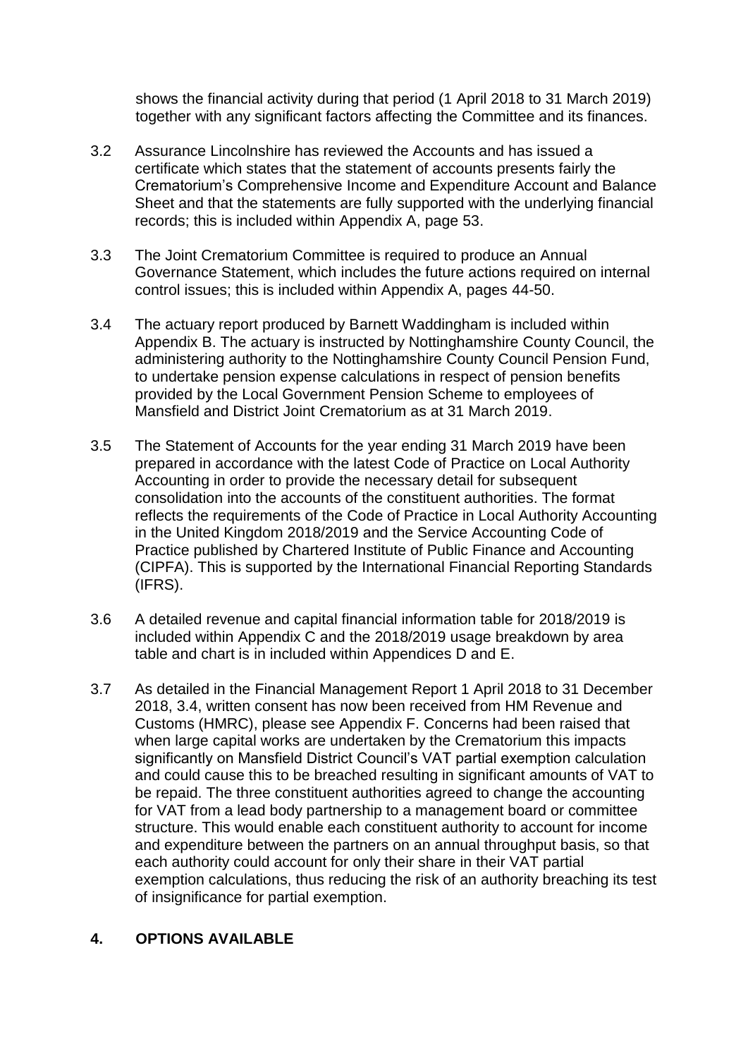shows the financial activity during that period (1 April 2018 to 31 March 2019) together with any significant factors affecting the Committee and its finances.

3.2 Assurance Lincolnshire has reviewed the Accounts and has issued a certificate which states that the statement of accounts presents fairly the Crematorium's Comprehensive Income and Expenditure Account and Balance Sheet and that the statements are fully supported with the underlying financial records; this is included within Appendix A, page 53.

3.3 The Joint Crematorium Committee is required to produce an Annual Governance Statement, which includes the future actions required on internal control issues; this is included within Appendix A, pages 44-50.

3.4 The actuary report produced by Barnett Waddingham is included within Appendix B. The actuary is instructed by Nottinghamshire County Council, the administering authority to the Nottinghamshire County Council Pension Fund, to undertake pension expense calculations in respect of pension benefits provided by the Local Government Pension Scheme to employees of Mansfield and District Joint Crematorium as at 31 March 2019.

3.5 The Statement of Accounts for the year ending 31 March 2019 have been prepared in accordance with the latest Code of Practice on Local Authority Accounting in order to provide the necessary detail for subsequent consolidation into the accounts of the constituent authorities. The format reflects the requirements of the Code of Practice in Local Authority Accounting in the United Kingdom 2018/2019 and the Service Accounting Code of Practice published by Chartered Institute of Public Finance and Accounting (CIPFA). This is supported by the International Financial Reporting Standards (IFRS).

3.6 A detailed revenue and capital financial information table for 2018/2019 is included within Appendix C and the 2018/2019 usage breakdown by area table and chart is in included within Appendices D and E.

3.7 As detailed in the Financial Management Report 1 April 2018 to 31 December 2018, 3.4, written consent has now been received from HM Revenue and Customs (HMRC), please see Appendix F. Concerns had been raised that when large capital works are undertaken by the Crematorium this impacts significantly on Mansfield District Council's VAT partial exemption calculation and could cause this to be breached resulting in significant amounts of VAT to be repaid. The three constituent authorities agreed to change the accounting for VAT from a lead body partnership to a management board or committee structure. This would enable each constituent authority to account for income and expenditure between the partners on an annual throughput basis, so that each authority could account for only their share in their VAT partial exemption calculations, thus reducing the risk of an authority breaching its test of insignificance for partial exemption.

## 4. OPTIONS AVAILABLE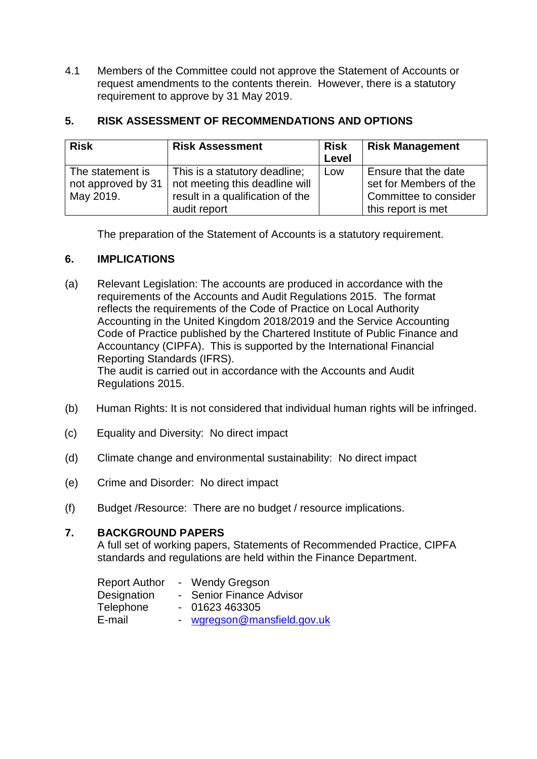4.1 Members of the Committee could not approve the Statement of Accounts or request amendments to the contents therein. However, there is a statutory requirement to approve by 31 May 2019.

## 5. RISK ASSESSMENT OF RECOMMENDATIONS AND OPTIONS

| Risk | Risk Assessment | Risk Level | Risk Management |
|---|---|---|---|
| The statement is not approved by 31 May 2019. | This is a statutory deadline; not meeting this deadline will result in a qualification of the audit report | Low | Ensure that the date set for Members of the Committee to consider this report is met |

The preparation of the Statement of Accounts is a statutory requirement.

## 6. IMPLICATIONS

(a) Relevant Legislation: The accounts are produced in accordance with the requirements of the Accounts and Audit Regulations 2015. The format reflects the requirements of the Code of Practice on Local Authority Accounting in the United Kingdom 2018/2019 and the Service Accounting Code of Practice published by the Chartered Institute of Public Finance and Accountancy (CIPFA). This is supported by the International Financial Reporting Standards (IFRS).
The audit is carried out in accordance with the Accounts and Audit Regulations 2015.

(b) Human Rights: It is not considered that individual human rights will be infringed.

(c) Equality and Diversity: No direct impact

(d) Climate change and environmental sustainability: No direct impact

(e) Crime and Disorder: No direct impact

(f) Budget /Resource: There are no budget / resource implications.

## 7. BACKGROUND PAPERS

A full set of working papers, Statements of Recommended Practice, CIPFA standards and regulations are held within the Finance Department.

Report Author - Wendy Gregson
Designation - Senior Finance Advisor
Telephone - 01623 463305
E-mail - wgregson@mansfield.gov.uk